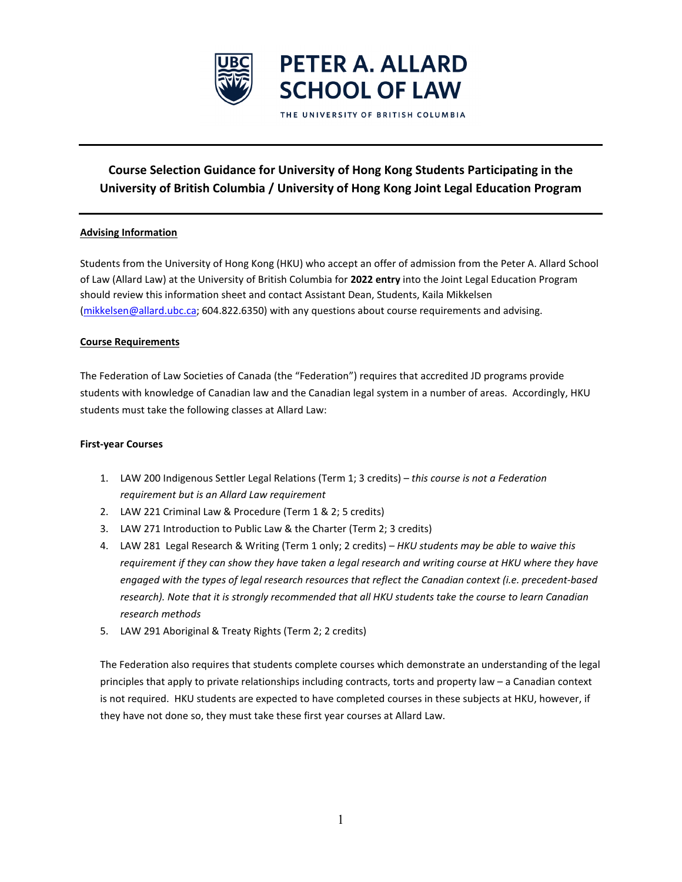PETER A. ALLARD SCHOOL OF LAW

THE UNIVERSITY OF BRITISH COLUMBIA

---

# Course Selection Guidance for University of Hong Kong Students Participating in the University of British Columbia / University of Hong Kong Joint Legal Education Program

---

## Advising Information

Students from the University of Hong Kong (HKU) who accept an offer of admission from the Peter A. Allard School of Law (Allard Law) at the University of British Columbia for **2022 entry** into the Joint Legal Education Program should review this information sheet and contact Assistant Dean, Students, Kaila Mikkelsen ([mikkelsen@allard.ubc.ca](mailto:mikkelsen@allard.ubc.ca); 604.822.6350) with any questions about course requirements and advising.

## Course Requirements

The Federation of Law Societies of Canada (the "Federation") requires that accredited JD programs provide students with knowledge of Canadian law and the Canadian legal system in a number of areas. Accordingly, HKU students must take the following classes at Allard Law:

### First-year Courses

1. LAW 200 Indigenous Settler Legal Relations (Term 1; 3 credits) – *this course is not a Federation requirement but is an Allard Law requirement*
2. LAW 221 Criminal Law & Procedure (Term 1 & 2; 5 credits)
3. LAW 271 Introduction to Public Law & the Charter (Term 2; 3 credits)
4. LAW 281 Legal Research & Writing (Term 1 only; 2 credits) – *HKU students may be able to waive this requirement if they can show they have taken a legal research and writing course at HKU where they have engaged with the types of legal research resources that reflect the Canadian context (i.e. precedent-based research). Note that it is strongly recommended that all HKU students take the course to learn Canadian research methods*
5. LAW 291 Aboriginal & Treaty Rights (Term 2; 2 credits)

The Federation also requires that students complete courses which demonstrate an understanding of the legal principles that apply to private relationships including contracts, torts and property law – a Canadian context is not required. HKU students are expected to have completed courses in these subjects at HKU, however, if they have not done so, they must take these first year courses at Allard Law.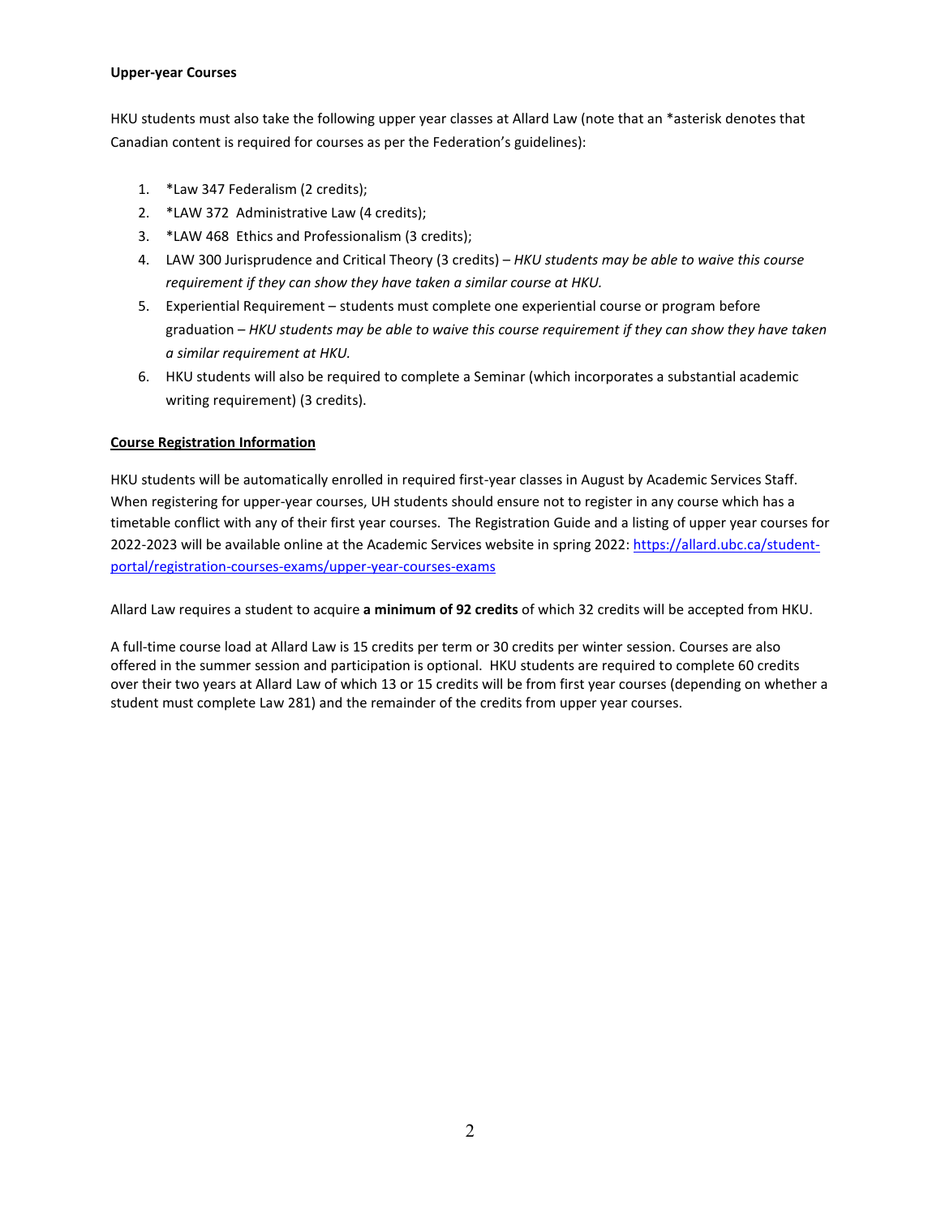**Upper-year Courses**

HKU students must also take the following upper year classes at Allard Law (note that an *asterisk denotes that Canadian content is required for courses as per the Federation's guidelines):

1. *Law 347 Federalism (2 credits);
2. *LAW 372 Administrative Law (4 credits);
3. *LAW 468 Ethics and Professionalism (3 credits);
4. LAW 300 Jurisprudence and Critical Theory (3 credits) – *HKU students may be able to waive this course requirement if they can show they have taken a similar course at HKU.*
5. Experiential Requirement – students must complete one experiential course or program before graduation – *HKU students may be able to waive this course requirement if they can show they have taken a similar requirement at HKU.*
6. HKU students will also be required to complete a Seminar (which incorporates a substantial academic writing requirement) (3 credits).

**Course Registration Information**

HKU students will be automatically enrolled in required first-year classes in August by Academic Services Staff. When registering for upper-year courses, UH students should ensure not to register in any course which has a timetable conflict with any of their first year courses. The Registration Guide and a listing of upper year courses for 2022-2023 will be available online at the Academic Services website in spring 2022: https://allard.ubc.ca/student-portal/registration-courses-exams/upper-year-courses-exams

Allard Law requires a student to acquire **a minimum of 92 credits** of which 32 credits will be accepted from HKU.

A full-time course load at Allard Law is 15 credits per term or 30 credits per winter session. Courses are also offered in the summer session and participation is optional. HKU students are required to complete 60 credits over their two years at Allard Law of which 13 or 15 credits will be from first year courses (depending on whether a student must complete Law 281) and the remainder of the credits from upper year courses.